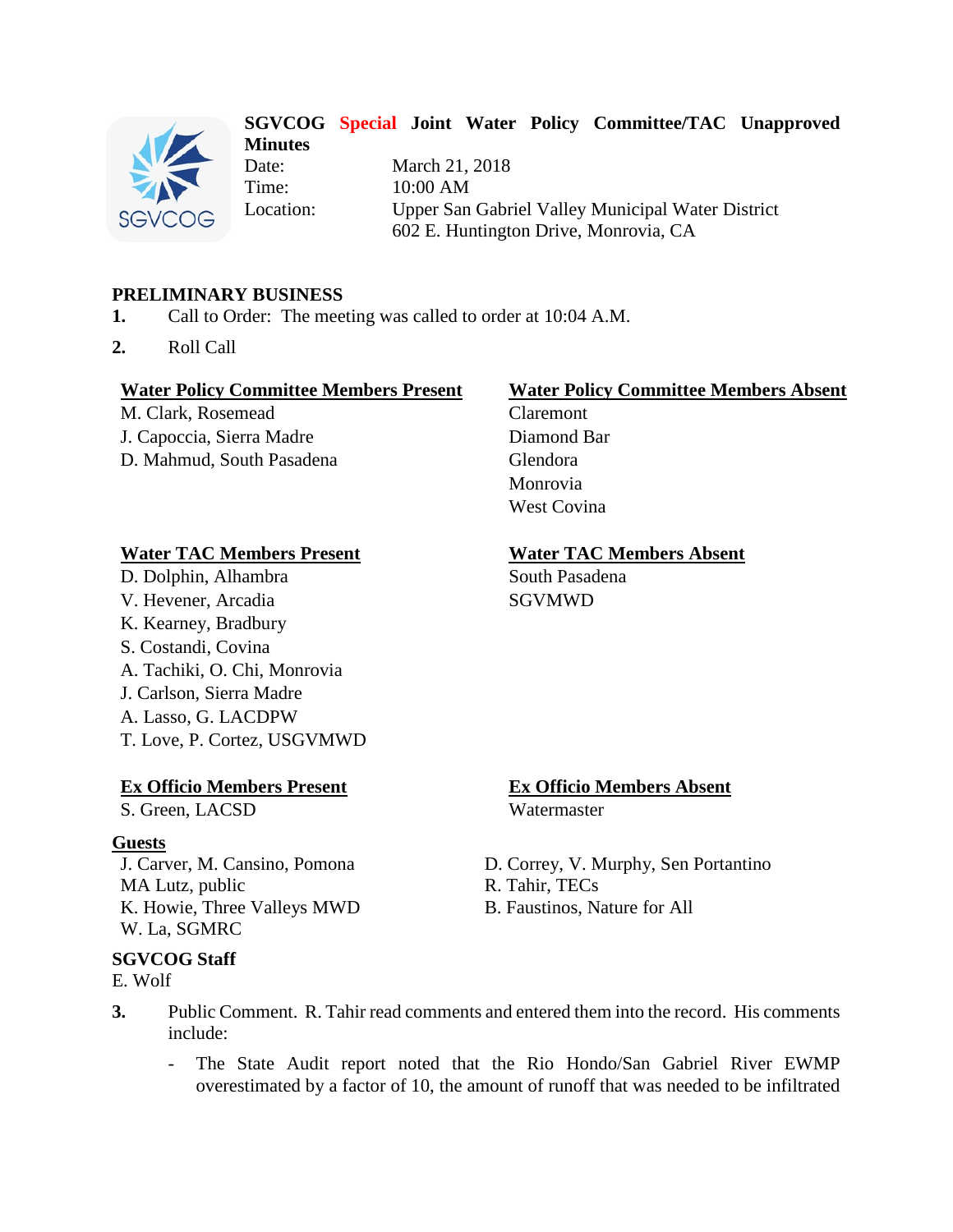# SGVCOG Special Joint Water Policy Committee/TAC Unapproved Minutes

Date: March 21, 2018
Time: 10:00 AM
Location: Upper San Gabriel Valley Municipal Water District
602 E. Huntington Drive, Monrovia, CA

## PRELIMINARY BUSINESS

1. Call to Order: The meeting was called to order at 10:04 A.M.
2. Roll Call

**Water Policy Committee Members Present**
M. Clark, Rosemead
J. Capoccia, Sierra Madre
D. Mahmud, South Pasadena

**Water Policy Committee Members Absent**
Claremont
Diamond Bar
Glendora
Monrovia
West Covina

**Water TAC Members Present**
D. Dolphin, Alhambra
V. Hevener, Arcadia
K. Kearney, Bradbury
S. Costandi, Covina
A. Tachiki, O. Chi, Monrovia
J. Carlson, Sierra Madre
A. Lasso, G. LACDPW
T. Love, P. Cortez, USGVMWD

**Water TAC Members Absent**
South Pasadena
SGVMWD

**Ex Officio Members Present**
S. Green, LACSD

**Ex Officio Members Absent**
Watermaster

**Guests**
J. Carver, M. Cansino, Pomona
MA Lutz, public
K. Howie, Three Valleys MWD
W. La, SGMRC
D. Correy, V. Murphy, Sen Portantino
R. Tahir, TECs
B. Faustinos, Nature for All

**SGVCOG Staff**
E. Wolf

3. Public Comment. R. Tahir read comments and entered them into the record. His comments include:
   - The State Audit report noted that the Rio Hondo/San Gabriel River EWMP overestimated by a factor of 10, the amount of runoff that was needed to be infiltrated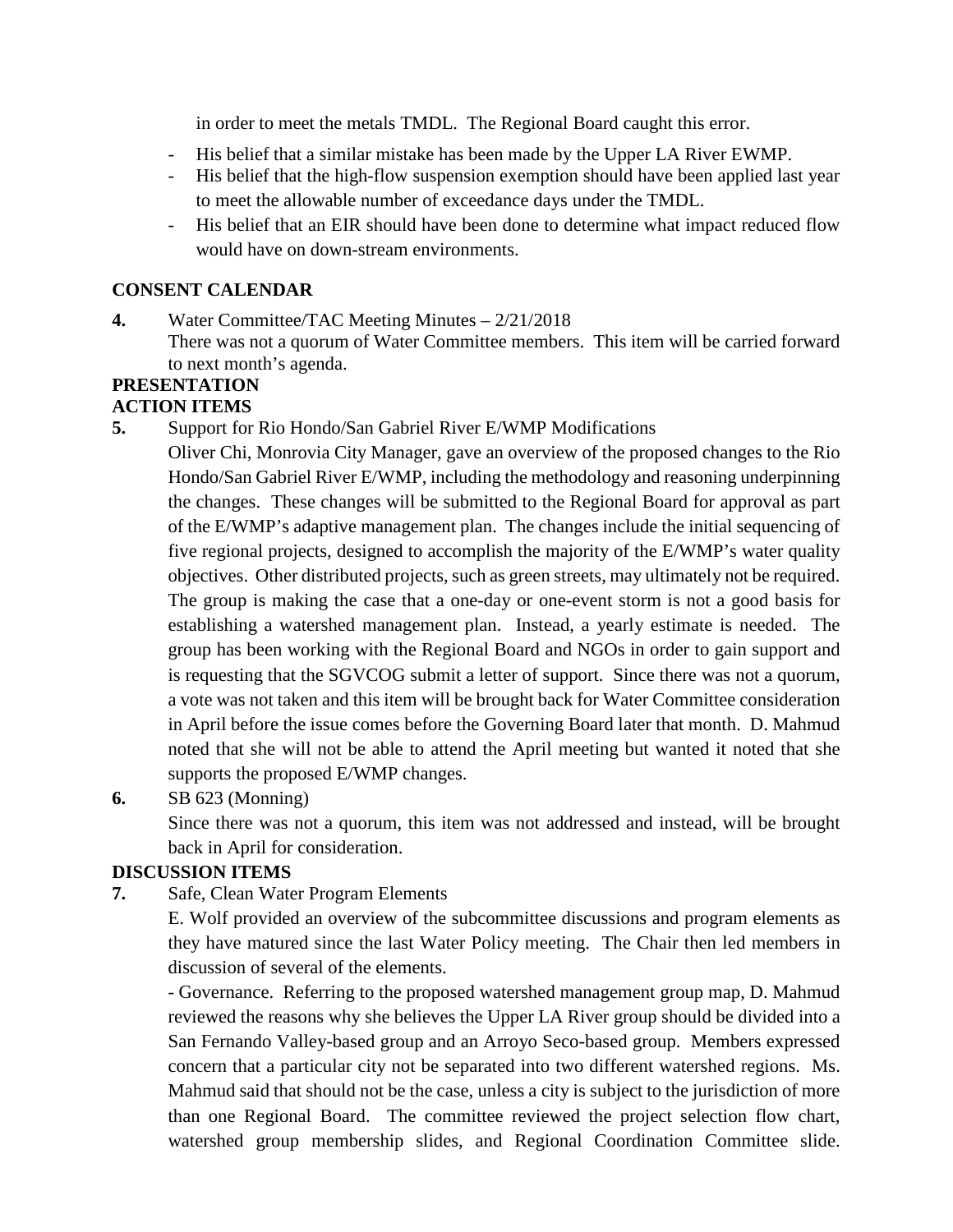in order to meet the metals TMDL. The Regional Board caught this error.

- His belief that a similar mistake has been made by the Upper LA River EWMP.
- His belief that the high-flow suspension exemption should have been applied last year to meet the allowable number of exceedance days under the TMDL.
- His belief that an EIR should have been done to determine what impact reduced flow would have on down-stream environments.

**CONSENT CALENDAR**

**4.** Water Committee/TAC Meeting Minutes – 2/21/2018
There was not a quorum of Water Committee members. This item will be carried forward to next month's agenda.

**PRESENTATION**

**ACTION ITEMS**

**5.** Support for Rio Hondo/San Gabriel River E/WMP Modifications
Oliver Chi, Monrovia City Manager, gave an overview of the proposed changes to the Rio Hondo/San Gabriel River E/WMP, including the methodology and reasoning underpinning the changes. These changes will be submitted to the Regional Board for approval as part of the E/WMP's adaptive management plan. The changes include the initial sequencing of five regional projects, designed to accomplish the majority of the E/WMP's water quality objectives. Other distributed projects, such as green streets, may ultimately not be required. The group is making the case that a one-day or one-event storm is not a good basis for establishing a watershed management plan. Instead, a yearly estimate is needed. The group has been working with the Regional Board and NGOs in order to gain support and is requesting that the SGVCOG submit a letter of support. Since there was not a quorum, a vote was not taken and this item will be brought back for Water Committee consideration in April before the issue comes before the Governing Board later that month. D. Mahmud noted that she will not be able to attend the April meeting but wanted it noted that she supports the proposed E/WMP changes.

**6.** SB 623 (Monning)
Since there was not a quorum, this item was not addressed and instead, will be brought back in April for consideration.

**DISCUSSION ITEMS**

**7.** Safe, Clean Water Program Elements
E. Wolf provided an overview of the subcommittee discussions and program elements as they have matured since the last Water Policy meeting. The Chair then led members in discussion of several of the elements.
- Governance. Referring to the proposed watershed management group map, D. Mahmud reviewed the reasons why she believes the Upper LA River group should be divided into a San Fernando Valley-based group and an Arroyo Seco-based group. Members expressed concern that a particular city not be separated into two different watershed regions. Ms. Mahmud said that should not be the case, unless a city is subject to the jurisdiction of more than one Regional Board. The committee reviewed the project selection flow chart, watershed group membership slides, and Regional Coordination Committee slide.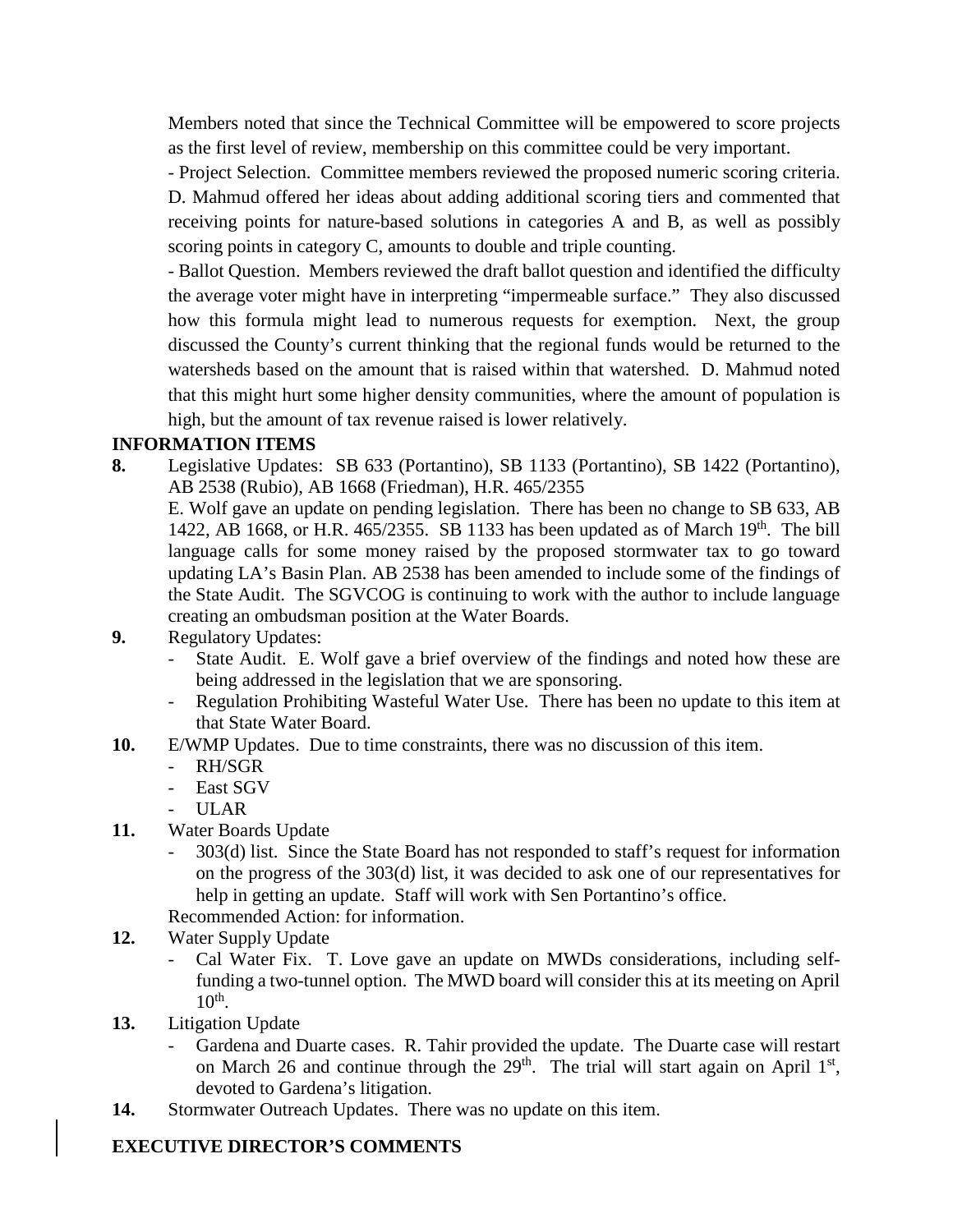Members noted that since the Technical Committee will be empowered to score projects as the first level of review, membership on this committee could be very important.

- Project Selection. Committee members reviewed the proposed numeric scoring criteria. D. Mahmud offered her ideas about adding additional scoring tiers and commented that receiving points for nature-based solutions in categories A and B, as well as possibly scoring points in category C, amounts to double and triple counting.

- Ballot Question. Members reviewed the draft ballot question and identified the difficulty the average voter might have in interpreting "impermeable surface." They also discussed how this formula might lead to numerous requests for exemption. Next, the group discussed the County's current thinking that the regional funds would be returned to the watersheds based on the amount that is raised within that watershed. D. Mahmud noted that this might hurt some higher density communities, where the amount of population is high, but the amount of tax revenue raised is lower relatively.

**INFORMATION ITEMS**

**8.** Legislative Updates: SB 633 (Portantino), SB 1133 (Portantino), SB 1422 (Portantino), AB 2538 (Rubio), AB 1668 (Friedman), H.R. 465/2355

E. Wolf gave an update on pending legislation. There has been no change to SB 633, AB 1422, AB 1668, or H.R. 465/2355. SB 1133 has been updated as of March 19th. The bill language calls for some money raised by the proposed stormwater tax to go toward updating LA's Basin Plan. AB 2538 has been amended to include some of the findings of the State Audit. The SGVCOG is continuing to work with the author to include language creating an ombudsman position at the Water Boards.

**9.** Regulatory Updates:
- State Audit. E. Wolf gave a brief overview of the findings and noted how these are being addressed in the legislation that we are sponsoring.
- Regulation Prohibiting Wasteful Water Use. There has been no update to this item at that State Water Board.

**10.** E/WMP Updates. Due to time constraints, there was no discussion of this item.
- RH/SGR
- East SGV
- ULAR

**11.** Water Boards Update
- 303(d) list. Since the State Board has not responded to staff's request for information on the progress of the 303(d) list, it was decided to ask one of our representatives for help in getting an update. Staff will work with Sen Portantino's office.

Recommended Action: for information.

**12.** Water Supply Update
- Cal Water Fix. T. Love gave an update on MWDs considerations, including self-funding a two-tunnel option. The MWD board will consider this at its meeting on April 10th.

**13.** Litigation Update
- Gardena and Duarte cases. R. Tahir provided the update. The Duarte case will restart on March 26 and continue through the 29th. The trial will start again on April 1st, devoted to Gardena's litigation.

**14.** Stormwater Outreach Updates. There was no update on this item.

**EXECUTIVE DIRECTOR'S COMMENTS**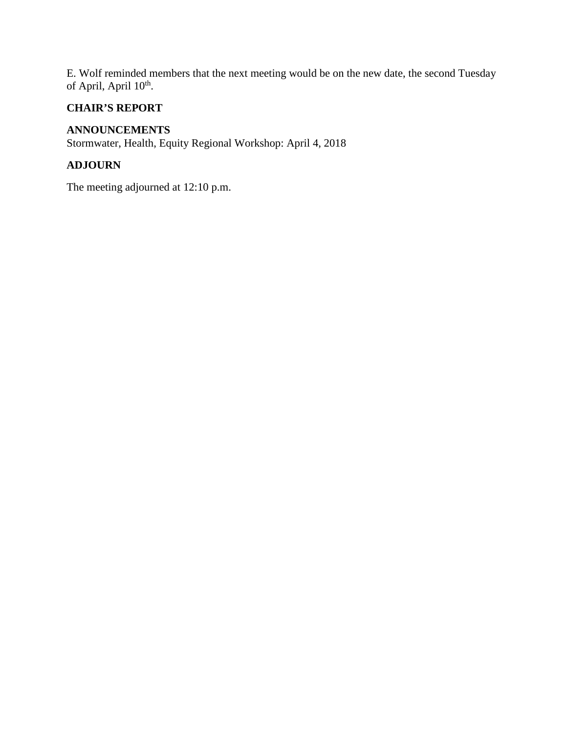E. Wolf reminded members that the next meeting would be on the new date, the second Tuesday of April, April 10th.

**CHAIR'S REPORT**

**ANNOUNCEMENTS**
Stormwater, Health, Equity Regional Workshop: April 4, 2018

**ADJOURN**

The meeting adjourned at 12:10 p.m.